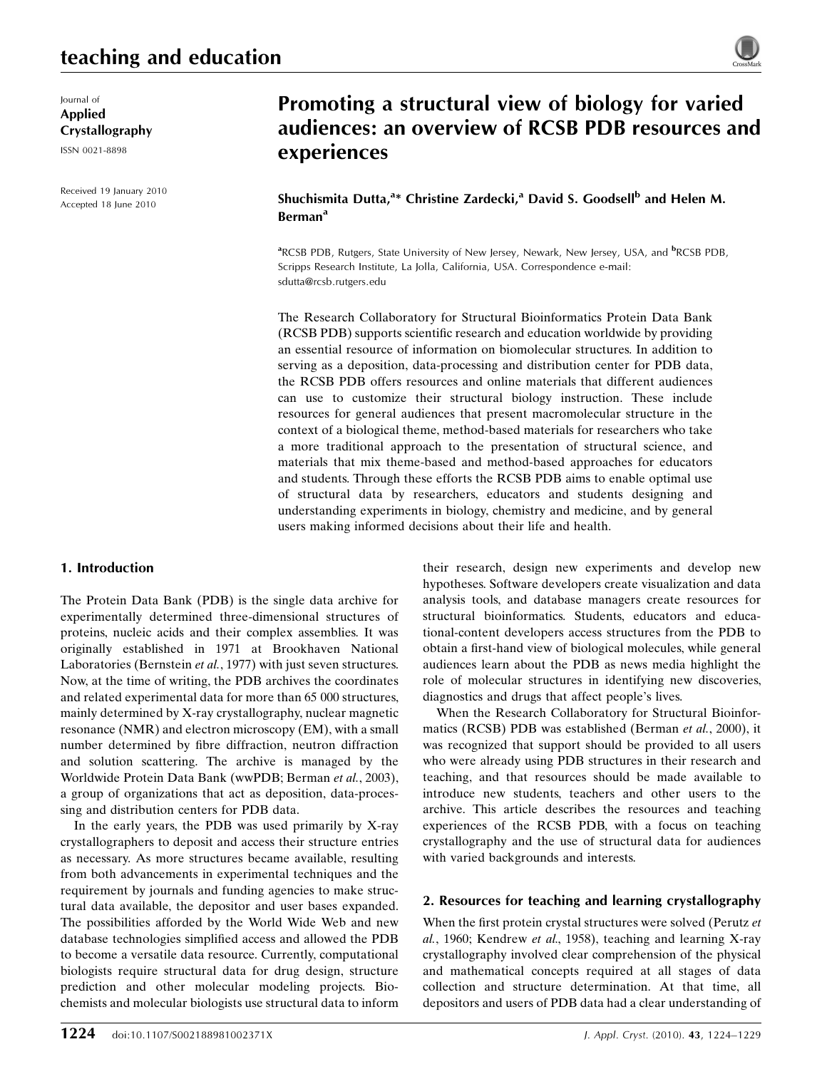Journal of
**Applied Crystallography**
ISSN 0021-8898

Received 19 January 2010
Accepted 18 June 2010

# Promoting a structural view of biology for varied audiences: an overview of RCSB PDB resources and experiences

**Shuchismita Dutta,[a]* Christine Zardecki,[a] David S. Goodsell[b] and Helen M. Berman[a]**

[a]RCSB PDB, Rutgers, State University of New Jersey, Newark, New Jersey, USA, and [b]RCSB PDB, Scripps Research Institute, La Jolla, California, USA. Correspondence e-mail: sdutta@rcsb.rutgers.edu

The Research Collaboratory for Structural Bioinformatics Protein Data Bank (RCSB PDB) supports scientific research and education worldwide by providing an essential resource of information on biomolecular structures. In addition to serving as a deposition, data-processing and distribution center for PDB data, the RCSB PDB offers resources and online materials that different audiences can use to customize their structural biology instruction. These include resources for general audiences that present macromolecular structure in the context of a biological theme, method-based materials for researchers who take a more traditional approach to the presentation of structural science, and materials that mix theme-based and method-based approaches for educators and students. Through these efforts the RCSB PDB aims to enable optimal use of structural data by researchers, educators and students designing and understanding experiments in biology, chemistry and medicine, and by general users making informed decisions about their life and health.

## 1. Introduction

The Protein Data Bank (PDB) is the single data archive for experimentally determined three-dimensional structures of proteins, nucleic acids and their complex assemblies. It was originally established in 1971 at Brookhaven National Laboratories (Bernstein *et al.*, 1977) with just seven structures. Now, at the time of writing, the PDB archives the coordinates and related experimental data for more than 65 000 structures, mainly determined by X-ray crystallography, nuclear magnetic resonance (NMR) and electron microscopy (EM), with a small number determined by fibre diffraction, neutron diffraction and solution scattering. The archive is managed by the Worldwide Protein Data Bank (wwPDB; Berman *et al.*, 2003), a group of organizations that act as deposition, data-processing and distribution centers for PDB data.

In the early years, the PDB was used primarily by X-ray crystallographers to deposit and access their structure entries as necessary. As more structures became available, resulting from both advancements in experimental techniques and the requirement by journals and funding agencies to make structural data available, the depositor and user bases expanded. The possibilities afforded by the World Wide Web and new database technologies simplified access and allowed the PDB to become a versatile data resource. Currently, computational biologists require structural data for drug design, structure prediction and other molecular modeling projects. Biochemists and molecular biologists use structural data to inform their research, design new experiments and develop new hypotheses. Software developers create visualization and data analysis tools, and database managers create resources for structural bioinformatics. Students, educators and educational-content developers access structures from the PDB to obtain a first-hand view of biological molecules, while general audiences learn about the PDB as news media highlight the role of molecular structures in identifying new discoveries, diagnostics and drugs that affect people's lives.

When the Research Collaboratory for Structural Bioinformatics (RCSB) PDB was established (Berman *et al.*, 2000), it was recognized that support should be provided to all users who were already using PDB structures in their research and teaching, and that resources should be made available to introduce new students, teachers and other users to the archive. This article describes the resources and teaching experiences of the RCSB PDB, with a focus on teaching crystallography and the use of structural data for audiences with varied backgrounds and interests.

## 2. Resources for teaching and learning crystallography

When the first protein crystal structures were solved (Perutz *et al.*, 1960; Kendrew *et al.*, 1958), teaching and learning X-ray crystallography involved clear comprehension of the physical and mathematical concepts required at all stages of data collection and structure determination. At that time, all depositors and users of PDB data had a clear understanding of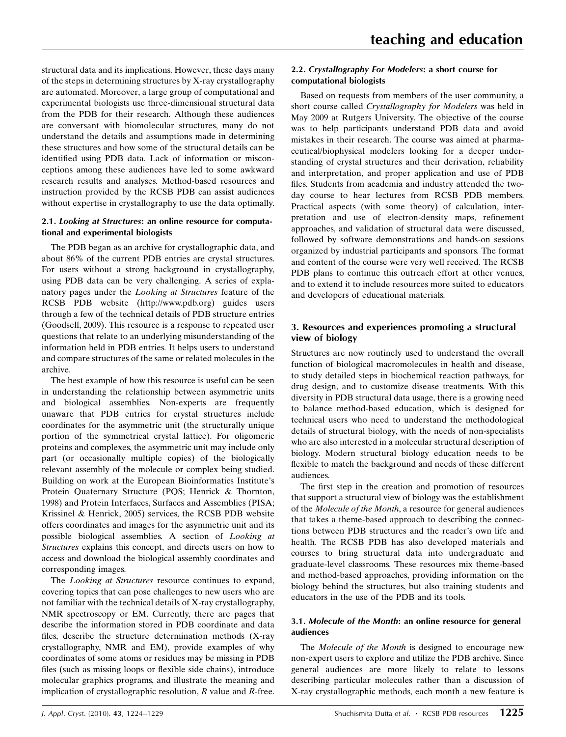structural data and its implications. However, these days many of the steps in determining structures by X-ray crystallography are automated. Moreover, a large group of computational and experimental biologists use three-dimensional structural data from the PDB for their research. Although these audiences are conversant with biomolecular structures, many do not understand the details and assumptions made in determining these structures and how some of the structural details can be identified using PDB data. Lack of information or misconceptions among these audiences have led to some awkward research results and analyses. Method-based resources and instruction provided by the RCSB PDB can assist audiences without expertise in crystallography to use the data optimally.

### 2.1. *Looking at Structures*: an online resource for computational and experimental biologists

The PDB began as an archive for crystallographic data, and about 86% of the current PDB entries are crystal structures. For users without a strong background in crystallography, using PDB data can be very challenging. A series of explanatory pages under the *Looking at Structures* feature of the RCSB PDB website (http://www.pdb.org) guides users through a few of the technical details of PDB structure entries (Goodsell, 2009). This resource is a response to repeated user questions that relate to an underlying misunderstanding of the information held in PDB entries. It helps users to understand and compare structures of the same or related molecules in the archive.

The best example of how this resource is useful can be seen in understanding the relationship between asymmetric units and biological assemblies. Non-experts are frequently unaware that PDB entries for crystal structures include coordinates for the asymmetric unit (the structurally unique portion of the symmetrical crystal lattice). For oligomeric proteins and complexes, the asymmetric unit may include only part (or occasionally multiple copies) of the biologically relevant assembly of the molecule or complex being studied. Building on work at the European Bioinformatics Institute's Protein Quaternary Structure (PQS; Henrick & Thornton, 1998) and Protein Interfaces, Surfaces and Assemblies (PISA; Krissinel & Henrick, 2005) services, the RCSB PDB website offers coordinates and images for the asymmetric unit and its possible biological assemblies. A section of *Looking at Structures* explains this concept, and directs users on how to access and download the biological assembly coordinates and corresponding images.

The *Looking at Structures* resource continues to expand, covering topics that can pose challenges to new users who are not familiar with the technical details of X-ray crystallography, NMR spectroscopy or EM. Currently, there are pages that describe the information stored in PDB coordinate and data files, describe the structure determination methods (X-ray crystallography, NMR and EM), provide examples of why coordinates of some atoms or residues may be missing in PDB files (such as missing loops or flexible side chains), introduce molecular graphics programs, and illustrate the meaning and implication of crystallographic resolution, *R* value and *R*-free.

### 2.2. *Crystallography For Modelers*: a short course for computational biologists

Based on requests from members of the user community, a short course called *Crystallography for Modelers* was held in May 2009 at Rutgers University. The objective of the course was to help participants understand PDB data and avoid mistakes in their research. The course was aimed at pharmaceutical/biophysical modelers looking for a deeper understanding of crystal structures and their derivation, reliability and interpretation, and proper application and use of PDB files. Students from academia and industry attended the two-day course to hear lectures from RCSB PDB members. Practical aspects (with some theory) of calculation, interpretation and use of electron-density maps, refinement approaches, and validation of structural data were discussed, followed by software demonstrations and hands-on sessions organized by industrial participants and sponsors. The format and content of the course were very well received. The RCSB PDB plans to continue this outreach effort at other venues, and to extend it to include resources more suited to educators and developers of educational materials.

## 3. Resources and experiences promoting a structural view of biology

Structures are now routinely used to understand the overall function of biological macromolecules in health and disease, to study detailed steps in biochemical reaction pathways, for drug design, and to customize disease treatments. With this diversity in PDB structural data usage, there is a growing need to balance method-based education, which is designed for technical users who need to understand the methodological details of structural biology, with the needs of non-specialists who are also interested in a molecular structural description of biology. Modern structural biology education needs to be flexible to match the background and needs of these different audiences.

The first step in the creation and promotion of resources that support a structural view of biology was the establishment of the *Molecule of the Month*, a resource for general audiences that takes a theme-based approach to describing the connections between PDB structures and the reader's own life and health. The RCSB PDB has also developed materials and courses to bring structural data into undergraduate and graduate-level classrooms. These resources mix theme-based and method-based approaches, providing information on the biology behind the structures, but also training students and educators in the use of the PDB and its tools.

### 3.1. *Molecule of the Month*: an online resource for general audiences

The *Molecule of the Month* is designed to encourage new non-expert users to explore and utilize the PDB archive. Since general audiences are more likely to relate to lessons describing particular molecules rather than a discussion of X-ray crystallographic methods, each month a new feature is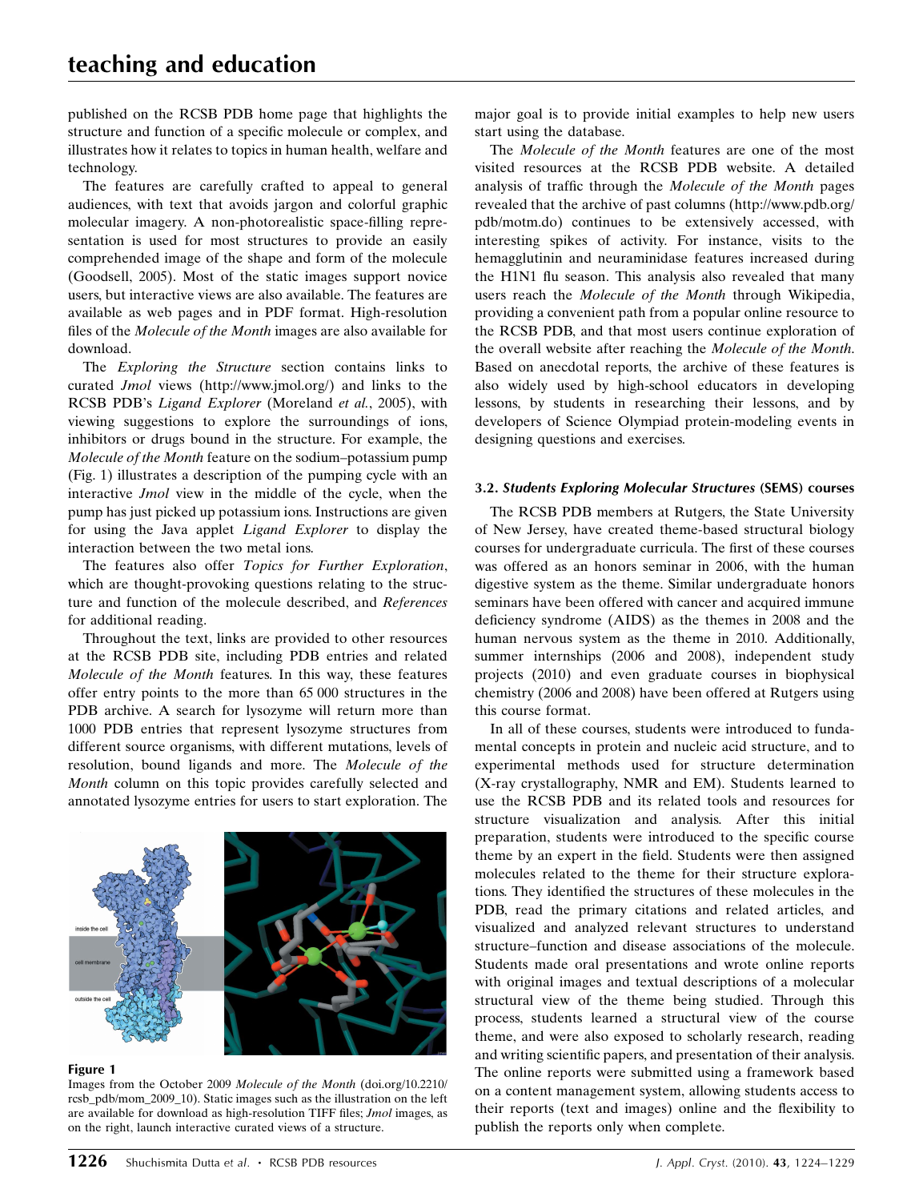published on the RCSB PDB home page that highlights the structure and function of a specific molecule or complex, and illustrates how it relates to topics in human health, welfare and technology.

The features are carefully crafted to appeal to general audiences, with text that avoids jargon and colorful graphic molecular imagery. A non-photorealistic space-filling representation is used for most structures to provide an easily comprehended image of the shape and form of the molecule (Goodsell, 2005). Most of the static images support novice users, but interactive views are also available. The features are available as web pages and in PDF format. High-resolution files of the *Molecule of the Month* images are also available for download.

The *Exploring the Structure* section contains links to curated *Jmol* views (http://www.jmol.org/) and links to the RCSB PDB's *Ligand Explorer* (Moreland *et al.*, 2005), with viewing suggestions to explore the surroundings of ions, inhibitors or drugs bound in the structure. For example, the *Molecule of the Month* feature on the sodium–potassium pump (Fig. 1) illustrates a description of the pumping cycle with an interactive *Jmol* view in the middle of the cycle, when the pump has just picked up potassium ions. Instructions are given for using the Java applet *Ligand Explorer* to display the interaction between the two metal ions.

The features also offer *Topics for Further Exploration*, which are thought-provoking questions relating to the structure and function of the molecule described, and *References* for additional reading.

Throughout the text, links are provided to other resources at the RCSB PDB site, including PDB entries and related *Molecule of the Month* features. In this way, these features offer entry points to the more than 65 000 structures in the PDB archive. A search for lysozyme will return more than 1000 PDB entries that represent lysozyme structures from different source organisms, with different mutations, levels of resolution, bound ligands and more. The *Molecule of the Month* column on this topic provides carefully selected and annotated lysozyme entries for users to start exploration. The major goal is to provide initial examples to help new users start using the database.

**Figure 1**
Images from the October 2009 *Molecule of the Month* (doi.org/10.2210/rcsb_pdb/mom_2009_10). Static images such as the illustration on the left are available for download as high-resolution TIFF files; *Jmol* images, as on the right, launch interactive curated views of a structure.

The *Molecule of the Month* features are one of the most visited resources at the RCSB PDB website. A detailed analysis of traffic through the *Molecule of the Month* pages revealed that the archive of past columns (http://www.pdb.org/pdb/motm.do) continues to be extensively accessed, with interesting spikes of activity. For instance, visits to the hemagglutinin and neuraminidase features increased during the H1N1 flu season. This analysis also revealed that many users reach the *Molecule of the Month* through Wikipedia, providing a convenient path from a popular online resource to the RCSB PDB, and that most users continue exploration of the overall website after reaching the *Molecule of the Month*. Based on anecdotal reports, the archive of these features is also widely used by high-school educators in developing lessons, by students in researching their lessons, and by developers of Science Olympiad protein-modeling events in designing questions and exercises.

### 3.2. *Students Exploring Molecular Structures* (SEMS) courses

The RCSB PDB members at Rutgers, the State University of New Jersey, have created theme-based structural biology courses for undergraduate curricula. The first of these courses was offered as an honors seminar in 2006, with the human digestive system as the theme. Similar undergraduate honors seminars have been offered with cancer and acquired immune deficiency syndrome (AIDS) as the themes in 2008 and the human nervous system as the theme in 2010. Additionally, summer internships (2006 and 2008), independent study projects (2010) and even graduate courses in biophysical chemistry (2006 and 2008) have been offered at Rutgers using this course format.

In all of these courses, students were introduced to fundamental concepts in protein and nucleic acid structure, and to experimental methods used for structure determination (X-ray crystallography, NMR and EM). Students learned to use the RCSB PDB and its related tools and resources for structure visualization and analysis. After this initial preparation, students were introduced to the specific course theme by an expert in the field. Students were then assigned molecules related to the theme for their structure explorations. They identified the structures of these molecules in the PDB, read the primary citations and related articles, and visualized and analyzed relevant structures to understand structure–function and disease associations of the molecule. Students made oral presentations and wrote online reports with original images and textual descriptions of a molecular structural view of the theme being studied. Through this process, students learned a structural view of the course theme, and were also exposed to scholarly research, reading and writing scientific papers, and presentation of their analysis. The online reports were submitted using a framework based on a content management system, allowing students access to their reports (text and images) online and the flexibility to publish the reports only when complete.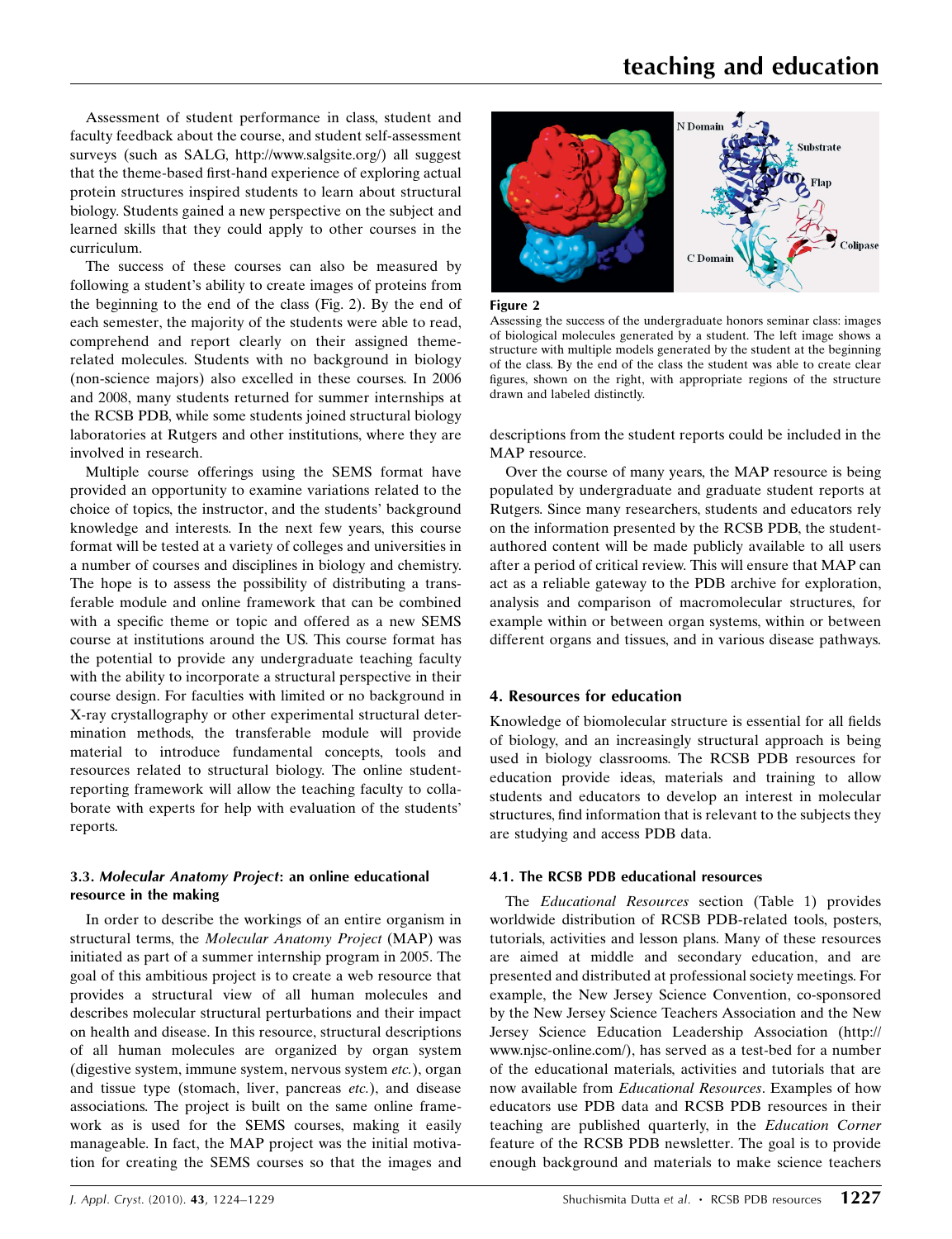Assessment of student performance in class, student and faculty feedback about the course, and student self-assessment surveys (such as SALG, http://www.salgsite.org/) all suggest that the theme-based first-hand experience of exploring actual protein structures inspired students to learn about structural biology. Students gained a new perspective on the subject and learned skills that they could apply to other courses in the curriculum.

The success of these courses can also be measured by following a student's ability to create images of proteins from the beginning to the end of the class (Fig. 2). By the end of each semester, the majority of the students were able to read, comprehend and report clearly on their assigned theme-related molecules. Students with no background in biology (non-science majors) also excelled in these courses. In 2006 and 2008, many students returned for summer internships at the RCSB PDB, while some students joined structural biology laboratories at Rutgers and other institutions, where they are involved in research.

Multiple course offerings using the SEMS format have provided an opportunity to examine variations related to the choice of topics, the instructor, and the students' background knowledge and interests. In the next few years, this course format will be tested at a variety of colleges and universities in a number of courses and disciplines in biology and chemistry. The hope is to assess the possibility of distributing a transferable module and online framework that can be combined with a specific theme or topic and offered as a new SEMS course at institutions around the US. This course format has the potential to provide any undergraduate teaching faculty with the ability to incorporate a structural perspective in their course design. For faculties with limited or no background in X-ray crystallography or other experimental structural determination methods, the transferable module will provide material to introduce fundamental concepts, tools and resources related to structural biology. The online student-reporting framework will allow the teaching faculty to collaborate with experts for help with evaluation of the students' reports.

### 3.3. *Molecular Anatomy Project*: an online educational resource in the making

In order to describe the workings of an entire organism in structural terms, the *Molecular Anatomy Project* (MAP) was initiated as part of a summer internship program in 2005. The goal of this ambitious project is to create a web resource that provides a structural view of all human molecules and describes molecular structural perturbations and their impact on health and disease. In this resource, structural descriptions of all human molecules are organized by organ system (digestive system, immune system, nervous system *etc.*), organ and tissue type (stomach, liver, pancreas *etc.*), and disease associations. The project is built on the same online framework as is used for the SEMS courses, making it easily manageable. In fact, the MAP project was the initial motivation for creating the SEMS courses so that the images and descriptions from the student reports could be included in the MAP resource.

N Domain
Substrate
Flap
Colipase
C Domain

**Figure 2**
Assessing the success of the undergraduate honors seminar class: images of biological molecules generated by a student. The left image shows a structure with multiple models generated by the student at the beginning of the class. By the end of the class the student was able to create clear figures, shown on the right, with appropriate regions of the structure drawn and labeled distinctly.

Over the course of many years, the MAP resource is being populated by undergraduate and graduate student reports at Rutgers. Since many researchers, students and educators rely on the information presented by the RCSB PDB, the student-authored content will be made publicly available to all users after a period of critical review. This will ensure that MAP can act as a reliable gateway to the PDB archive for exploration, analysis and comparison of macromolecular structures, for example within or between organ systems, within or between different organs and tissues, and in various disease pathways.

## 4. Resources for education

Knowledge of biomolecular structure is essential for all fields of biology, and an increasingly structural approach is being used in biology classrooms. The RCSB PDB resources for education provide ideas, materials and training to allow students and educators to develop an interest in molecular structures, find information that is relevant to the subjects they are studying and access PDB data.

### 4.1. The RCSB PDB educational resources

The *Educational Resources* section (Table 1) provides worldwide distribution of RCSB PDB-related tools, posters, tutorials, activities and lesson plans. Many of these resources are aimed at middle and secondary education, and are presented and distributed at professional society meetings. For example, the New Jersey Science Convention, co-sponsored by the New Jersey Science Teachers Association and the New Jersey Science Education Leadership Association (http://www.njsc-online.com/), has served as a test-bed for a number of the educational materials, activities and tutorials that are now available from *Educational Resources*. Examples of how educators use PDB data and RCSB PDB resources in their teaching are published quarterly, in the *Education Corner* feature of the RCSB PDB newsletter. The goal is to provide enough background and materials to make science teachers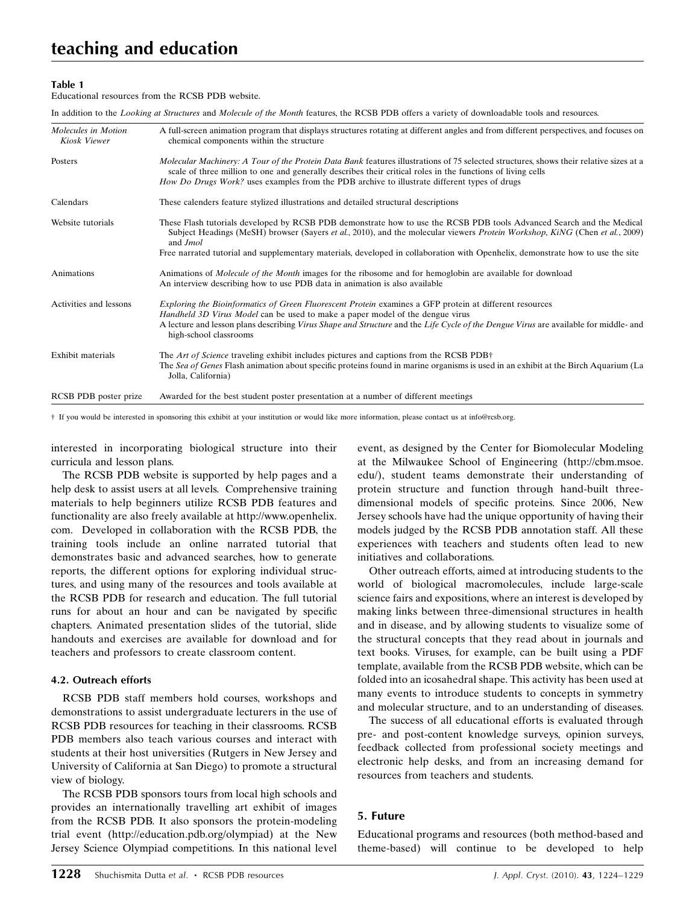**Table 1**

Educational resources from the RCSB PDB website.

In addition to the *Looking at Structures* and *Molecule of the Month* features, the RCSB PDB offers a variety of downloadable tools and resources.

| | |
|---|---|
| *Molecules in Motion Kiosk Viewer* | A full-screen animation program that displays structures rotating at different angles and from different perspectives, and focuses on chemical components within the structure |
| Posters | *Molecular Machinery: A Tour of the Protein Data Bank* features illustrations of 75 selected structures, shows their relative sizes at a scale of three million to one and generally describes their critical roles in the functions of living cells<br>*How Do Drugs Work?* uses examples from the PDB archive to illustrate different types of drugs |
| Calendars | These calenders feature stylized illustrations and detailed structural descriptions |
| Website tutorials | These Flash tutorials developed by RCSB PDB demonstrate how to use the RCSB PDB tools Advanced Search and the Medical Subject Headings (MeSH) browser (Sayers *et al.*, 2010), and the molecular viewers *Protein Workshop*, *KiNG* (Chen *et al.*, 2009) and *Jmol*<br>Free narrated tutorial and supplementary materials, developed in collaboration with Openhelix, demonstrate how to use the site |
| Animations | Animations of *Molecule of the Month* images for the ribosome and for hemoglobin are available for download<br>An interview describing how to use PDB data in animation is also available |
| Activities and lessons | *Exploring the Bioinformatics of Green Fluorescent Protein* examines a GFP protein at different resources<br>*Handheld 3D Virus Model* can be used to make a paper model of the dengue virus<br>A lecture and lesson plans describing *Virus Shape and Structure* and the *Life Cycle of the Dengue Virus* are available for middle- and high-school classrooms |
| Exhibit materials | The *Art of Science* traveling exhibit includes pictures and captions from the RCSB PDB†<br>The *Sea of Genes* Flash animation about specific proteins found in marine organisms is used in an exhibit at the Birch Aquarium (La Jolla, California) |
| RCSB PDB poster prize | Awarded for the best student poster presentation at a number of different meetings |

† If you would be interested in sponsoring this exhibit at your institution or would like more information, please contact us at info@rcsb.org.

interested in incorporating biological structure into their curricula and lesson plans.

The RCSB PDB website is supported by help pages and a help desk to assist users at all levels. Comprehensive training materials to help beginners utilize RCSB PDB features and functionality are also freely available at http://www.openhelix.com. Developed in collaboration with the RCSB PDB, the training tools include an online narrated tutorial that demonstrates basic and advanced searches, how to generate reports, the different options for exploring individual structures, and using many of the resources and tools available at the RCSB PDB for research and education. The full tutorial runs for about an hour and can be navigated by specific chapters. Animated presentation slides of the tutorial, slide handouts and exercises are available for download and for teachers and professors to create classroom content.

### 4.2. Outreach efforts

RCSB PDB staff members hold courses, workshops and demonstrations to assist undergraduate lecturers in the use of RCSB PDB resources for teaching in their classrooms. RCSB PDB members also teach various courses and interact with students at their host universities (Rutgers in New Jersey and University of California at San Diego) to promote a structural view of biology.

The RCSB PDB sponsors tours from local high schools and provides an internationally travelling art exhibit of images from the RCSB PDB. It also sponsors the protein-modeling trial event (http://education.pdb.org/olympiad) at the New Jersey Science Olympiad competitions. In this national level event, as designed by the Center for Biomolecular Modeling at the Milwaukee School of Engineering (http://cbm.msoe.edu/), student teams demonstrate their understanding of protein structure and function through hand-built three-dimensional models of specific proteins. Since 2006, New Jersey schools have had the unique opportunity of having their models judged by the RCSB PDB annotation staff. All these experiences with teachers and students often lead to new initiatives and collaborations.

Other outreach efforts, aimed at introducing students to the world of biological macromolecules, include large-scale science fairs and expositions, where an interest is developed by making links between three-dimensional structures in health and in disease, and by allowing students to visualize some of the structural concepts that they read about in journals and text books. Viruses, for example, can be built using a PDF template, available from the RCSB PDB website, which can be folded into an icosahedral shape. This activity has been used at many events to introduce students to concepts in symmetry and molecular structure, and to an understanding of diseases.

The success of all educational efforts is evaluated through pre- and post-content knowledge surveys, opinion surveys, feedback collected from professional society meetings and electronic help desks, and from an increasing demand for resources from teachers and students.

## 5. Future

Educational programs and resources (both method-based and theme-based) will continue to be developed to help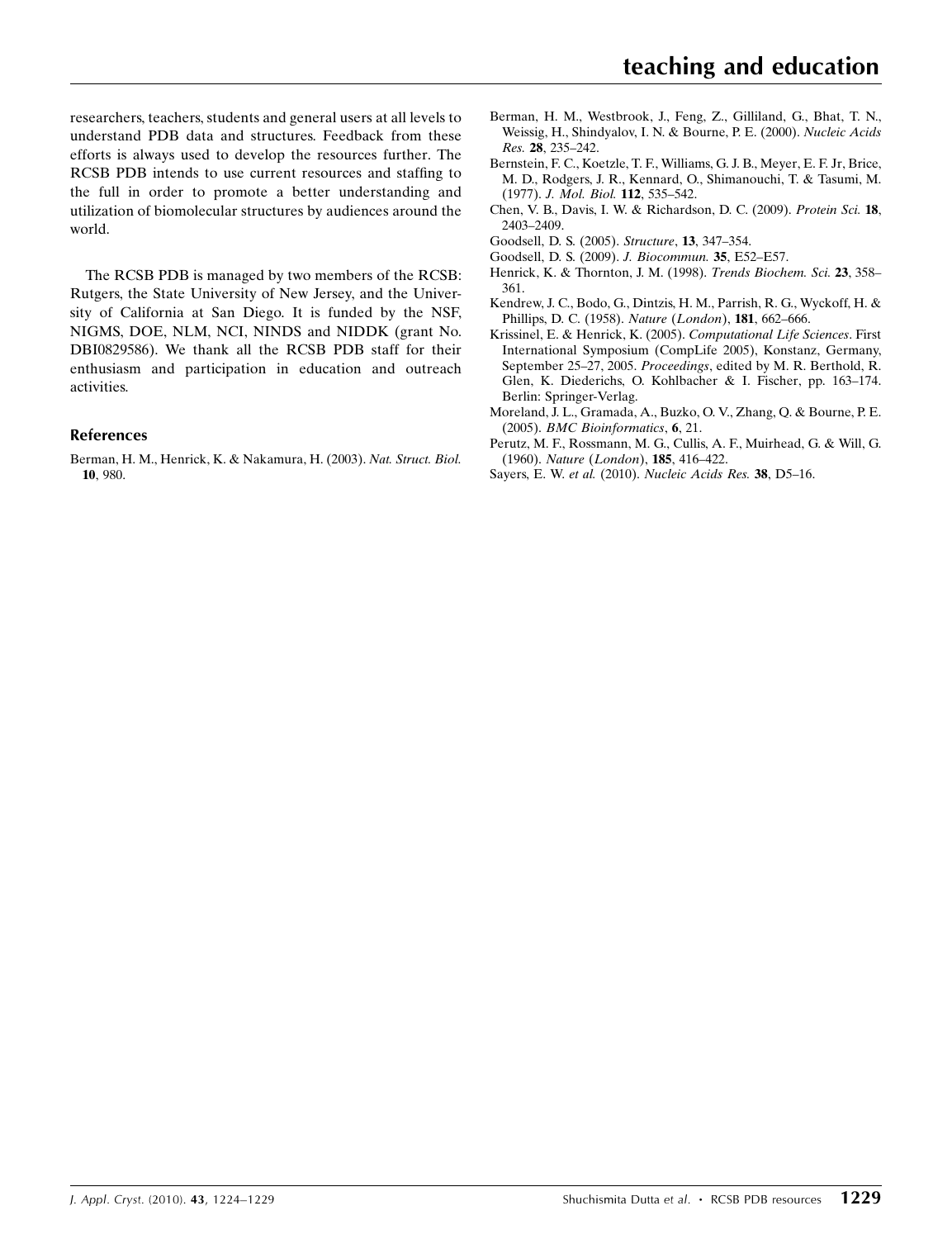researchers, teachers, students and general users at all levels to understand PDB data and structures. Feedback from these efforts is always used to develop the resources further. The RCSB PDB intends to use current resources and staffing to the full in order to promote a better understanding and utilization of biomolecular structures by audiences around the world.

The RCSB PDB is managed by two members of the RCSB: Rutgers, the State University of New Jersey, and the University of California at San Diego. It is funded by the NSF, NIGMS, DOE, NLM, NCI, NINDS and NIDDK (grant No. DBI0829586). We thank all the RCSB PDB staff for their enthusiasm and participation in education and outreach activities.

## References

Berman, H. M., Henrick, K. & Nakamura, H. (2003). *Nat. Struct. Biol.* **10**, 980.

Berman, H. M., Westbrook, J., Feng, Z., Gilliland, G., Bhat, T. N., Weissig, H., Shindyalov, I. N. & Bourne, P. E. (2000). *Nucleic Acids Res.* **28**, 235–242.

Bernstein, F. C., Koetzle, T. F., Williams, G. J. B., Meyer, E. F. Jr, Brice, M. D., Rodgers, J. R., Kennard, O., Shimanouchi, T. & Tasumi, M. (1977). *J. Mol. Biol.* **112**, 535–542.

Chen, V. B., Davis, I. W. & Richardson, D. C. (2009). *Protein Sci.* **18**, 2403–2409.

Goodsell, D. S. (2005). *Structure*, **13**, 347–354.

Goodsell, D. S. (2009). *J. Biocommun.* **35**, E52–E57.

Henrick, K. & Thornton, J. M. (1998). *Trends Biochem. Sci.* **23**, 358–361.

Kendrew, J. C., Bodo, G., Dintzis, H. M., Parrish, R. G., Wyckoff, H. & Phillips, D. C. (1958). *Nature* (*London*), **181**, 662–666.

Krissinel, E. & Henrick, K. (2005). *Computational Life Sciences*. First International Symposium (CompLife 2005), Konstanz, Germany, September 25–27, 2005. *Proceedings*, edited by M. R. Berthold, R. Glen, K. Diederichs, O. Kohlbacher & I. Fischer, pp. 163–174. Berlin: Springer-Verlag.

Moreland, J. L., Gramada, A., Buzko, O. V., Zhang, Q. & Bourne, P. E. (2005). *BMC Bioinformatics*, **6**, 21.

Perutz, M. F., Rossmann, M. G., Cullis, A. F., Muirhead, G. & Will, G. (1960). *Nature* (*London*), **185**, 416–422.

Sayers, E. W. *et al.* (2010). *Nucleic Acids Res.* **38**, D5–16.